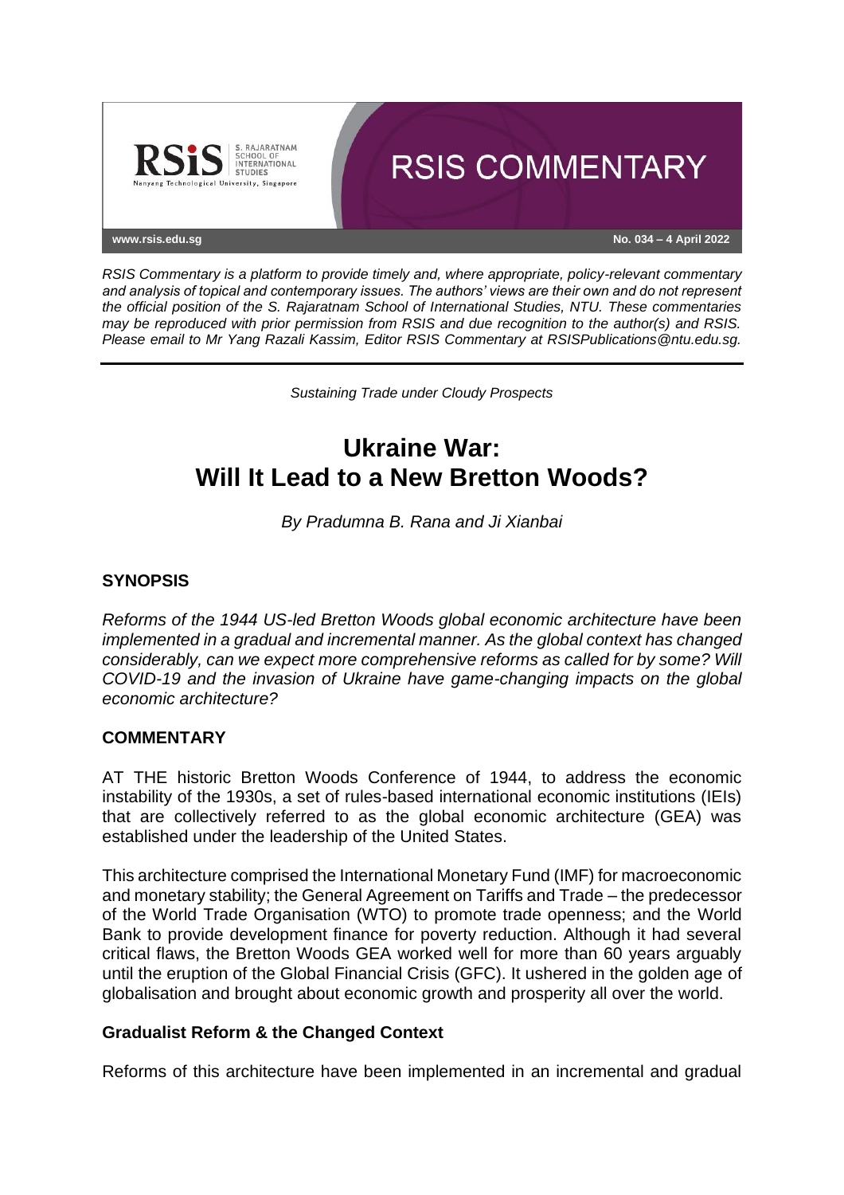*RSIS Commentary is a platform to provide timely and, where appropriate, policy-relevant commentary and analysis of topical and contemporary issues. The authors' views are their own and do not represent the official position of the S. Rajaratnam School of International Studies, NTU. These commentaries may be reproduced with prior permission from RSIS and due recognition to the author(s) and RSIS. Please email to Mr Yang Razali Kassim, Editor RSIS Commentary at RSISPublications@ntu.edu.sg.*

*Sustaining Trade under Cloudy Prospects*

# Ukraine War: Will It Lead to a New Bretton Woods?

*By Pradumna B. Rana and Ji Xianbai*

## SYNOPSIS

*Reforms of the 1944 US-led Bretton Woods global economic architecture have been implemented in a gradual and incremental manner. As the global context has changed considerably, can we expect more comprehensive reforms as called for by some? Will COVID-19 and the invasion of Ukraine have game-changing impacts on the global economic architecture?*

## COMMENTARY

AT THE historic Bretton Woods Conference of 1944, to address the economic instability of the 1930s, a set of rules-based international economic institutions (IEIs) that are collectively referred to as the global economic architecture (GEA) was established under the leadership of the United States.

This architecture comprised the International Monetary Fund (IMF) for macroeconomic and monetary stability; the General Agreement on Tariffs and Trade – the predecessor of the World Trade Organisation (WTO) to promote trade openness; and the World Bank to provide development finance for poverty reduction. Although it had several critical flaws, the Bretton Woods GEA worked well for more than 60 years arguably until the eruption of the Global Financial Crisis (GFC). It ushered in the golden age of globalisation and brought about economic growth and prosperity all over the world.

### Gradualist Reform & the Changed Context

Reforms of this architecture have been implemented in an incremental and gradual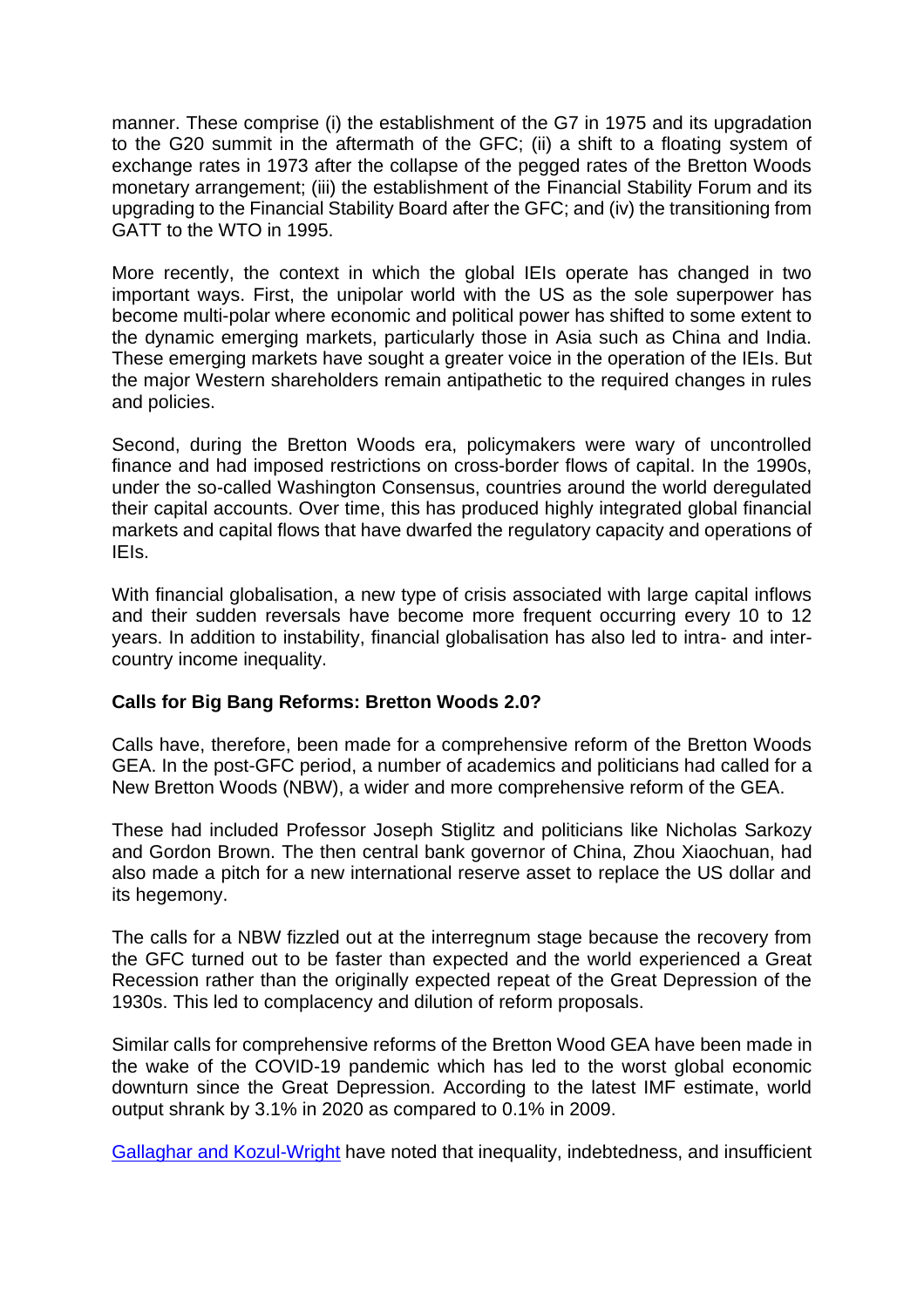manner. These comprise (i) the establishment of the G7 in 1975 and its upgradation to the G20 summit in the aftermath of the GFC; (ii) a shift to a floating system of exchange rates in 1973 after the collapse of the pegged rates of the Bretton Woods monetary arrangement; (iii) the establishment of the Financial Stability Forum and its upgrading to the Financial Stability Board after the GFC; and (iv) the transitioning from GATT to the WTO in 1995.

More recently, the context in which the global IEIs operate has changed in two important ways. First, the unipolar world with the US as the sole superpower has become multi-polar where economic and political power has shifted to some extent to the dynamic emerging markets, particularly those in Asia such as China and India. These emerging markets have sought a greater voice in the operation of the IEIs. But the major Western shareholders remain antipathetic to the required changes in rules and policies.

Second, during the Bretton Woods era, policymakers were wary of uncontrolled finance and had imposed restrictions on cross-border flows of capital. In the 1990s, under the so-called Washington Consensus, countries around the world deregulated their capital accounts. Over time, this has produced highly integrated global financial markets and capital flows that have dwarfed the regulatory capacity and operations of IEIs.

With financial globalisation, a new type of crisis associated with large capital inflows and their sudden reversals have become more frequent occurring every 10 to 12 years. In addition to instability, financial globalisation has also led to intra- and inter-country income inequality.

**Calls for Big Bang Reforms: Bretton Woods 2.0?**

Calls have, therefore, been made for a comprehensive reform of the Bretton Woods GEA. In the post-GFC period, a number of academics and politicians had called for a New Bretton Woods (NBW), a wider and more comprehensive reform of the GEA.

These had included Professor Joseph Stiglitz and politicians like Nicholas Sarkozy and Gordon Brown. The then central bank governor of China, Zhou Xiaochuan, had also made a pitch for a new international reserve asset to replace the US dollar and its hegemony.

The calls for a NBW fizzled out at the interregnum stage because the recovery from the GFC turned out to be faster than expected and the world experienced a Great Recession rather than the originally expected repeat of the Great Depression of the 1930s. This led to complacency and dilution of reform proposals.

Similar calls for comprehensive reforms of the Bretton Wood GEA have been made in the wake of the COVID-19 pandemic which has led to the worst global economic downturn since the Great Depression. According to the latest IMF estimate, world output shrank by 3.1% in 2020 as compared to 0.1% in 2009.

Gallaghar and Kozul-Wright have noted that inequality, indebtedness, and insufficient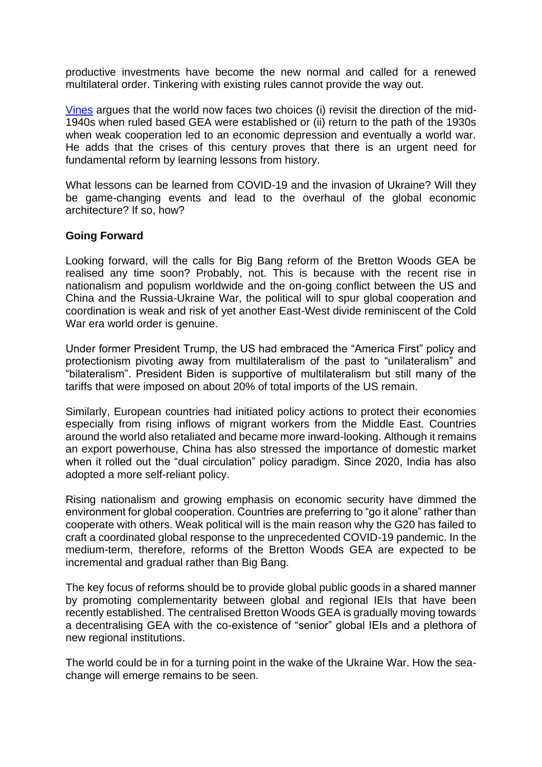productive investments have become the new normal and called for a renewed multilateral order. Tinkering with existing rules cannot provide the way out.

Vines argues that the world now faces two choices (i) revisit the direction of the mid-1940s when ruled based GEA were established or (ii) return to the path of the 1930s when weak cooperation led to an economic depression and eventually a world war. He adds that the crises of this century proves that there is an urgent need for fundamental reform by learning lessons from history.

What lessons can be learned from COVID-19 and the invasion of Ukraine? Will they be game-changing events and lead to the overhaul of the global economic architecture? If so, how?

**Going Forward**

Looking forward, will the calls for Big Bang reform of the Bretton Woods GEA be realised any time soon? Probably, not. This is because with the recent rise in nationalism and populism worldwide and the on-going conflict between the US and China and the Russia-Ukraine War, the political will to spur global cooperation and coordination is weak and risk of yet another East-West divide reminiscent of the Cold War era world order is genuine.

Under former President Trump, the US had embraced the "America First" policy and protectionism pivoting away from multilateralism of the past to "unilateralism" and "bilateralism". President Biden is supportive of multilateralism but still many of the tariffs that were imposed on about 20% of total imports of the US remain.

Similarly, European countries had initiated policy actions to protect their economies especially from rising inflows of migrant workers from the Middle East. Countries around the world also retaliated and became more inward-looking. Although it remains an export powerhouse, China has also stressed the importance of domestic market when it rolled out the "dual circulation" policy paradigm. Since 2020, India has also adopted a more self-reliant policy.

Rising nationalism and growing emphasis on economic security have dimmed the environment for global cooperation. Countries are preferring to "go it alone" rather than cooperate with others. Weak political will is the main reason why the G20 has failed to craft a coordinated global response to the unprecedented COVID-19 pandemic. In the medium-term, therefore, reforms of the Bretton Woods GEA are expected to be incremental and gradual rather than Big Bang.

The key focus of reforms should be to provide global public goods in a shared manner by promoting complementarity between global and regional IEIs that have been recently established. The centralised Bretton Woods GEA is gradually moving towards a decentralising GEA with the co-existence of "senior" global IEIs and a plethora of new regional institutions.

The world could be in for a turning point in the wake of the Ukraine War. How the sea-change will emerge remains to be seen.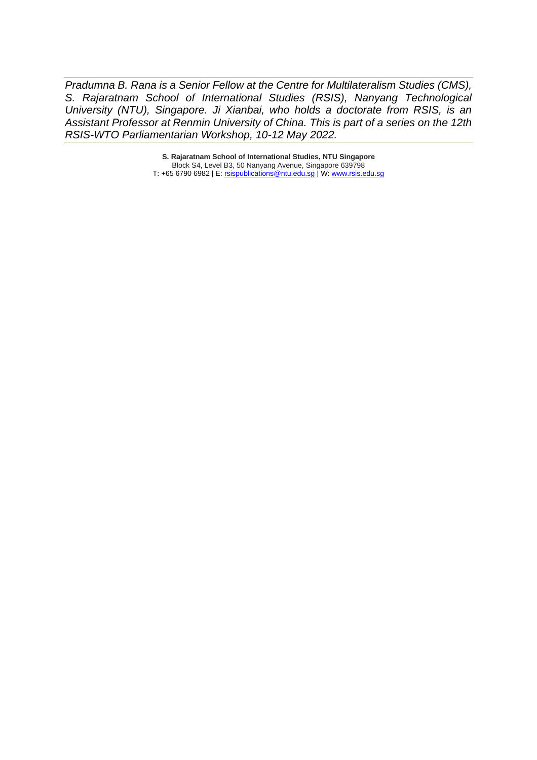*Pradumna B. Rana is a Senior Fellow at the Centre for Multilateralism Studies (CMS), S. Rajaratnam School of International Studies (RSIS), Nanyang Technological University (NTU), Singapore. Ji Xianbai, who holds a doctorate from RSIS, is an Assistant Professor at Renmin University of China. This is part of a series on the 12th RSIS-WTO Parliamentarian Workshop, 10-12 May 2022.*

**S. Rajaratnam School of International Studies, NTU Singapore**
Block S4, Level B3, 50 Nanyang Avenue, Singapore 639798
T: +65 6790 6982 | E: rsispublications@ntu.edu.sg | W: www.rsis.edu.sg